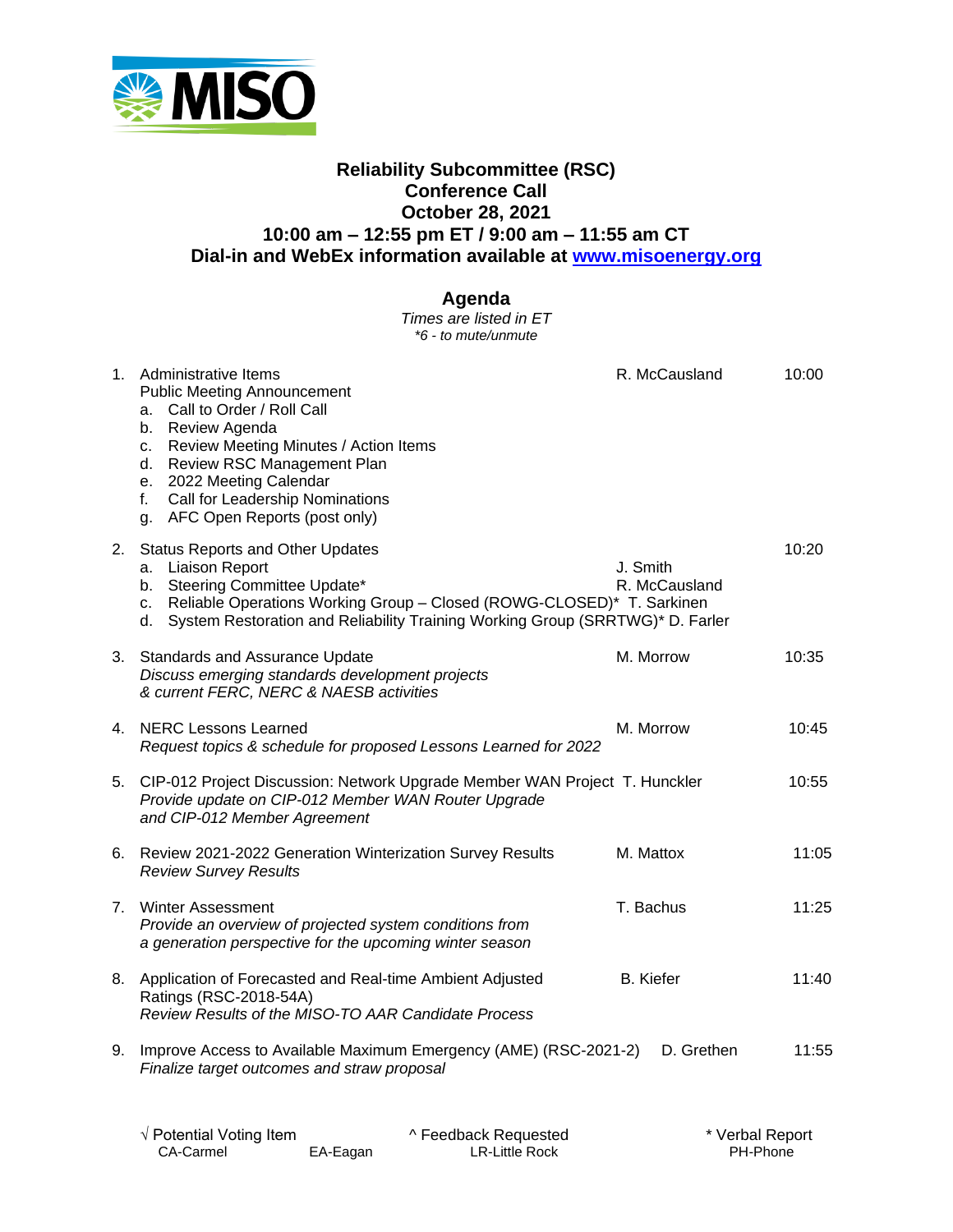# Reliability Subcommittee (RSC)
## Conference Call
## October 28, 2021
## 10:00 am – 12:55 pm ET / 9:00 am – 11:55 am CT
## Dial-in and WebEx information available at [www.misoenergy.org](http://www.misoenergy.org)

### Agenda

*Times are listed in ET*
*\*6 - to mute/unmute*

1. Administrative Items — R. McCausland — 10:00
   Public Meeting Announcement
   a. Call to Order / Roll Call
   b. Review Agenda
   c. Review Meeting Minutes / Action Items
   d. Review RSC Management Plan
   e. 2022 Meeting Calendar
   f. Call for Leadership Nominations
   g. AFC Open Reports (post only)

2. Status Reports and Other Updates — 10:20
   a. Liaison Report — J. Smith
   b. Steering Committee Update* — R. McCausland
   c. Reliable Operations Working Group – Closed (ROWG-CLOSED)* — T. Sarkinen
   d. System Restoration and Reliability Training Working Group (SRRTWG)* — D. Farler

3. Standards and Assurance Update — M. Morrow — 10:35
   *Discuss emerging standards development projects & current FERC, NERC & NAESB activities*

4. NERC Lessons Learned — M. Morrow — 10:45
   *Request topics & schedule for proposed Lessons Learned for 2022*

5. CIP-012 Project Discussion: Network Upgrade Member WAN Project — T. Hunckler — 10:55
   *Provide update on CIP-012 Member WAN Router Upgrade and CIP-012 Member Agreement*

6. Review 2021-2022 Generation Winterization Survey Results — M. Mattox — 11:05
   *Review Survey Results*

7. Winter Assessment — T. Bachus — 11:25
   *Provide an overview of projected system conditions from a generation perspective for the upcoming winter season*

8. Application of Forecasted and Real-time Ambient Adjusted Ratings (RSC-2018-54A) — B. Kiefer — 11:40
   *Review Results of the MISO-TO AAR Candidate Process*

9. Improve Access to Available Maximum Emergency (AME) (RSC-2021-2) — D. Grethen — 11:55
   *Finalize target outcomes and straw proposal*

√ Potential Voting Item    ^ Feedback Requested    * Verbal Report
CA-Carmel    EA-Eagan    LR-Little Rock    PH-Phone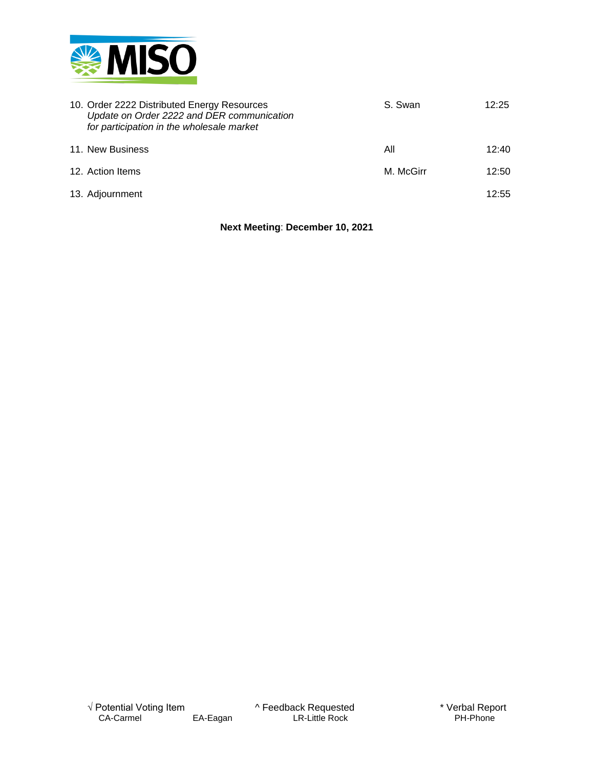| | | |
|---|---|---|
| 10. Order 2222 Distributed Energy Resources<br>*Update on Order 2222 and DER communication for participation in the wholesale market* | S. Swan | 12:25 |
| 11. New Business | All | 12:40 |
| 12. Action Items | M. McGirr | 12:50 |
| 13. Adjournment | | 12:55 |

**Next Meeting**: **December 10, 2021**

√ Potential Voting Item ^ Feedback Requested * Verbal Report

CA-Carmel EA-Eagan LR-Little Rock PH-Phone